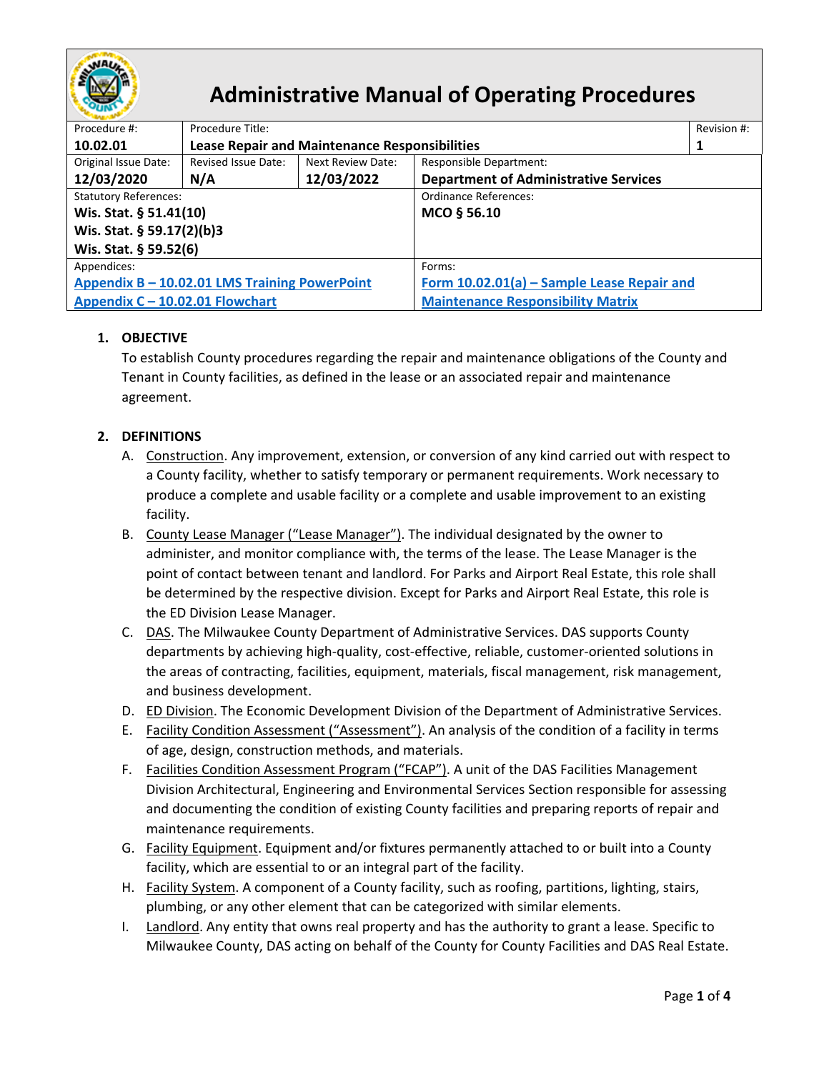# Administrative Manual of Operating Procedures

| Procedure #: | Procedure Title: | | | Revision #: |
|---|---|---|---|---|
| **10.02.01** | **Lease Repair and Maintenance Responsibilities** | | | **1** |
| Original Issue Date: **12/03/2020** | Revised Issue Date: **N/A** | Next Review Date: **12/03/2022** | Responsible Department: **Department of Administrative Services** | |
| Statutory References: **Wis. Stat. § 51.41(10)** **Wis. Stat. § 59.17(2)(b)3** **Wis. Stat. § 59.52(6)** | | | Ordinance References: **MCO § 56.10** | |
| Appendices: **Appendix B – 10.02.01 LMS Training PowerPoint** **Appendix C – 10.02.01 Flowchart** | | | Forms: **Form 10.02.01(a) – Sample Lease Repair and Maintenance Responsibility Matrix** | |

## 1. OBJECTIVE

To establish County procedures regarding the repair and maintenance obligations of the County and Tenant in County facilities, as defined in the lease or an associated repair and maintenance agreement.

## 2. DEFINITIONS

A. Construction. Any improvement, extension, or conversion of any kind carried out with respect to a County facility, whether to satisfy temporary or permanent requirements. Work necessary to produce a complete and usable facility or a complete and usable improvement to an existing facility.

B. County Lease Manager ("Lease Manager"). The individual designated by the owner to administer, and monitor compliance with, the terms of the lease. The Lease Manager is the point of contact between tenant and landlord. For Parks and Airport Real Estate, this role shall be determined by the respective division. Except for Parks and Airport Real Estate, this role is the ED Division Lease Manager.

C. DAS. The Milwaukee County Department of Administrative Services. DAS supports County departments by achieving high-quality, cost-effective, reliable, customer-oriented solutions in the areas of contracting, facilities, equipment, materials, fiscal management, risk management, and business development.

D. ED Division. The Economic Development Division of the Department of Administrative Services.

E. Facility Condition Assessment ("Assessment"). An analysis of the condition of a facility in terms of age, design, construction methods, and materials.

F. Facilities Condition Assessment Program ("FCAP"). A unit of the DAS Facilities Management Division Architectural, Engineering and Environmental Services Section responsible for assessing and documenting the condition of existing County facilities and preparing reports of repair and maintenance requirements.

G. Facility Equipment. Equipment and/or fixtures permanently attached to or built into a County facility, which are essential to or an integral part of the facility.

H. Facility System. A component of a County facility, such as roofing, partitions, lighting, stairs, plumbing, or any other element that can be categorized with similar elements.

I. Landlord. Any entity that owns real property and has the authority to grant a lease. Specific to Milwaukee County, DAS acting on behalf of the County for County Facilities and DAS Real Estate.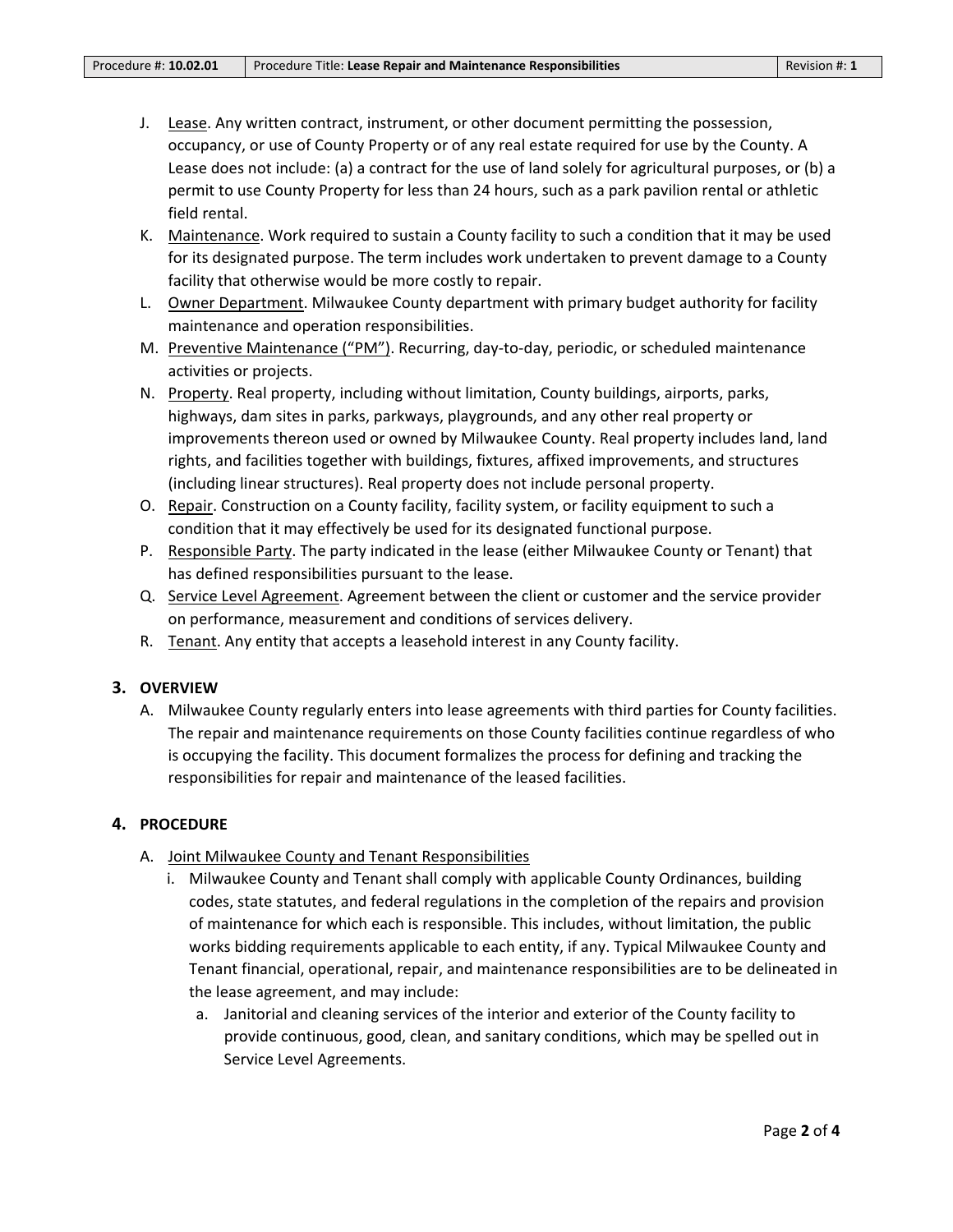J. Lease. Any written contract, instrument, or other document permitting the possession, occupancy, or use of County Property or of any real estate required for use by the County. A Lease does not include: (a) a contract for the use of land solely for agricultural purposes, or (b) a permit to use County Property for less than 24 hours, such as a park pavilion rental or athletic field rental.

K. Maintenance. Work required to sustain a County facility to such a condition that it may be used for its designated purpose. The term includes work undertaken to prevent damage to a County facility that otherwise would be more costly to repair.

L. Owner Department. Milwaukee County department with primary budget authority for facility maintenance and operation responsibilities.

M. Preventive Maintenance (“PM”). Recurring, day-to-day, periodic, or scheduled maintenance activities or projects.

N. Property. Real property, including without limitation, County buildings, airports, parks, highways, dam sites in parks, parkways, playgrounds, and any other real property or improvements thereon used or owned by Milwaukee County. Real property includes land, land rights, and facilities together with buildings, fixtures, affixed improvements, and structures (including linear structures). Real property does not include personal property.

O. Repair. Construction on a County facility, facility system, or facility equipment to such a condition that it may effectively be used for its designated functional purpose.

P. Responsible Party. The party indicated in the lease (either Milwaukee County or Tenant) that has defined responsibilities pursuant to the lease.

Q. Service Level Agreement. Agreement between the client or customer and the service provider on performance, measurement and conditions of services delivery.

R. Tenant. Any entity that accepts a leasehold interest in any County facility.

## 3. OVERVIEW

A. Milwaukee County regularly enters into lease agreements with third parties for County facilities. The repair and maintenance requirements on those County facilities continue regardless of who is occupying the facility. This document formalizes the process for defining and tracking the responsibilities for repair and maintenance of the leased facilities.

## 4. PROCEDURE

A. Joint Milwaukee County and Tenant Responsibilities

i. Milwaukee County and Tenant shall comply with applicable County Ordinances, building codes, state statutes, and federal regulations in the completion of the repairs and provision of maintenance for which each is responsible. This includes, without limitation, the public works bidding requirements applicable to each entity, if any. Typical Milwaukee County and Tenant financial, operational, repair, and maintenance responsibilities are to be delineated in the lease agreement, and may include:

a. Janitorial and cleaning services of the interior and exterior of the County facility to provide continuous, good, clean, and sanitary conditions, which may be spelled out in Service Level Agreements.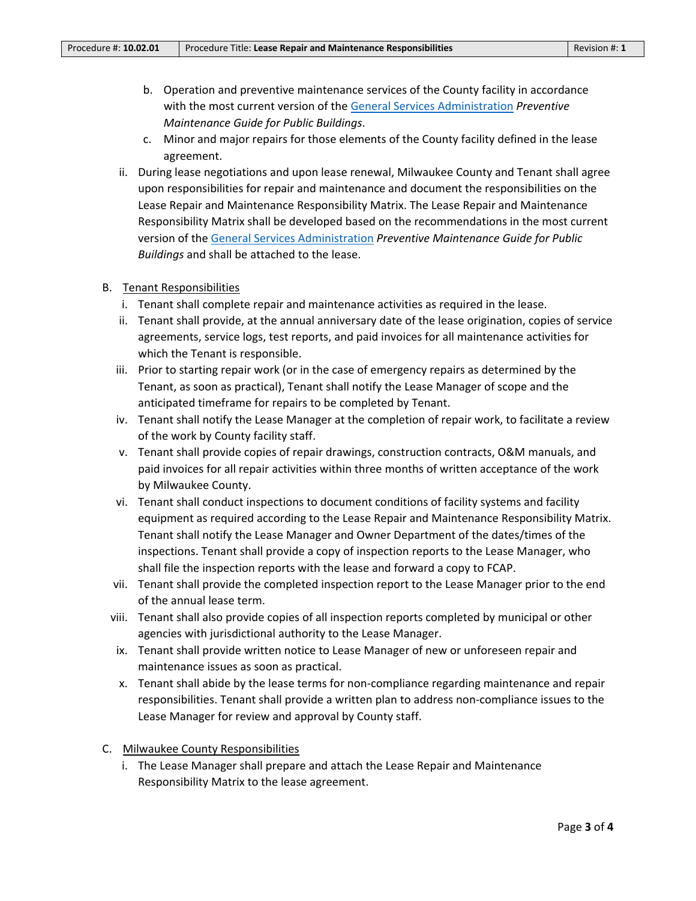b. Operation and preventive maintenance services of the County facility in accordance with the most current version of the [General Services Administration](#) *Preventive Maintenance Guide for Public Buildings*.
   c. Minor and major repairs for those elements of the County facility defined in the lease agreement.

ii. During lease negotiations and upon lease renewal, Milwaukee County and Tenant shall agree upon responsibilities for repair and maintenance and document the responsibilities on the Lease Repair and Maintenance Responsibility Matrix. The Lease Repair and Maintenance Responsibility Matrix shall be developed based on the recommendations in the most current version of the [General Services Administration](#) *Preventive Maintenance Guide for Public Buildings* and shall be attached to the lease.

B. Tenant Responsibilities

i. Tenant shall complete repair and maintenance activities as required in the lease.

ii. Tenant shall provide, at the annual anniversary date of the lease origination, copies of service agreements, service logs, test reports, and paid invoices for all maintenance activities for which the Tenant is responsible.

iii. Prior to starting repair work (or in the case of emergency repairs as determined by the Tenant, as soon as practical), Tenant shall notify the Lease Manager of scope and the anticipated timeframe for repairs to be completed by Tenant.

iv. Tenant shall notify the Lease Manager at the completion of repair work, to facilitate a review of the work by County facility staff.

v. Tenant shall provide copies of repair drawings, construction contracts, O&M manuals, and paid invoices for all repair activities within three months of written acceptance of the work by Milwaukee County.

vi. Tenant shall conduct inspections to document conditions of facility systems and facility equipment as required according to the Lease Repair and Maintenance Responsibility Matrix. Tenant shall notify the Lease Manager and Owner Department of the dates/times of the inspections. Tenant shall provide a copy of inspection reports to the Lease Manager, who shall file the inspection reports with the lease and forward a copy to FCAP.

vii. Tenant shall provide the completed inspection report to the Lease Manager prior to the end of the annual lease term.

viii. Tenant shall also provide copies of all inspection reports completed by municipal or other agencies with jurisdictional authority to the Lease Manager.

ix. Tenant shall provide written notice to Lease Manager of new or unforeseen repair and maintenance issues as soon as practical.

x. Tenant shall abide by the lease terms for non-compliance regarding maintenance and repair responsibilities. Tenant shall provide a written plan to address non-compliance issues to the Lease Manager for review and approval by County staff.

C. Milwaukee County Responsibilities

i. The Lease Manager shall prepare and attach the Lease Repair and Maintenance Responsibility Matrix to the lease agreement.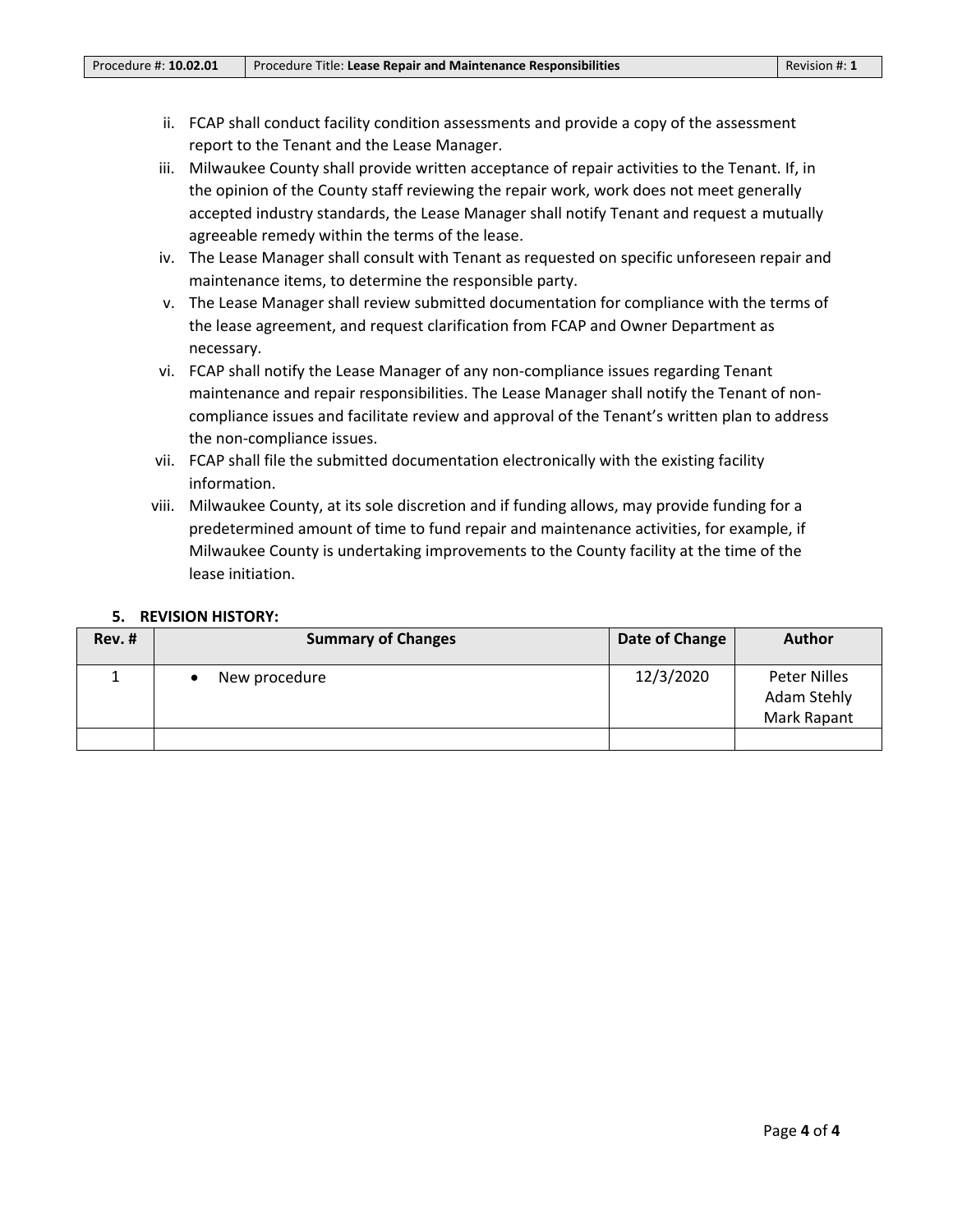ii. FCAP shall conduct facility condition assessments and provide a copy of the assessment report to the Tenant and the Lease Manager.

iii. Milwaukee County shall provide written acceptance of repair activities to the Tenant. If, in the opinion of the County staff reviewing the repair work, work does not meet generally accepted industry standards, the Lease Manager shall notify Tenant and request a mutually agreeable remedy within the terms of the lease.

iv. The Lease Manager shall consult with Tenant as requested on specific unforeseen repair and maintenance items, to determine the responsible party.

v. The Lease Manager shall review submitted documentation for compliance with the terms of the lease agreement, and request clarification from FCAP and Owner Department as necessary.

vi. FCAP shall notify the Lease Manager of any non-compliance issues regarding Tenant maintenance and repair responsibilities. The Lease Manager shall notify the Tenant of non-compliance issues and facilitate review and approval of the Tenant's written plan to address the non-compliance issues.

vii. FCAP shall file the submitted documentation electronically with the existing facility information.

viii. Milwaukee County, at its sole discretion and if funding allows, may provide funding for a predetermined amount of time to fund repair and maintenance activities, for example, if Milwaukee County is undertaking improvements to the County facility at the time of the lease initiation.

## 5. REVISION HISTORY:

| Rev. # | Summary of Changes | Date of Change | Author |
|---|---|---|---|
| 1 | • New procedure | 12/3/2020 | Peter Nilles<br>Adam Stehly<br>Mark Rapant |
| | | | |